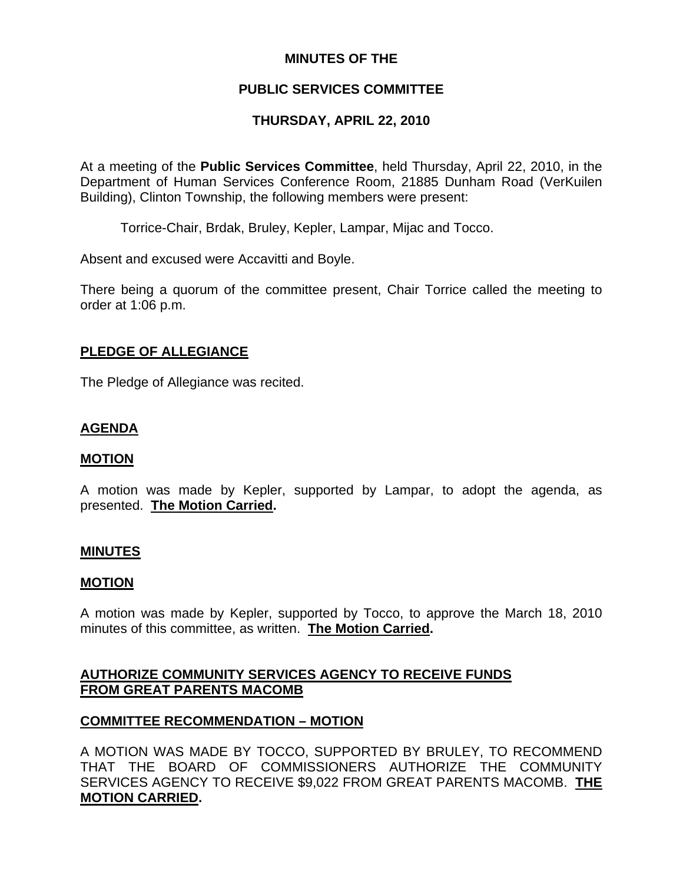# MINUTES OF THE

# PUBLIC SERVICES COMMITTEE

# THURSDAY, APRIL 22, 2010

At a meeting of the **Public Services Committee**, held Thursday, April 22, 2010, in the Department of Human Services Conference Room, 21885 Dunham Road (VerKuilen Building), Clinton Township, the following members were present:

Torrice-Chair, Brdak, Bruley, Kepler, Lampar, Mijac and Tocco.

Absent and excused were Accavitti and Boyle.

There being a quorum of the committee present, Chair Torrice called the meeting to order at 1:06 p.m.

## PLEDGE OF ALLEGIANCE

The Pledge of Allegiance was recited.

## AGENDA

### MOTION

A motion was made by Kepler, supported by Lampar, to adopt the agenda, as presented. **The Motion Carried.**

## MINUTES

### MOTION

A motion was made by Kepler, supported by Tocco, to approve the March 18, 2010 minutes of this committee, as written. **The Motion Carried.**

## AUTHORIZE COMMUNITY SERVICES AGENCY TO RECEIVE FUNDS FROM GREAT PARENTS MACOMB

### COMMITTEE RECOMMENDATION – MOTION

A MOTION WAS MADE BY TOCCO, SUPPORTED BY BRULEY, TO RECOMMEND THAT THE BOARD OF COMMISSIONERS AUTHORIZE THE COMMUNITY SERVICES AGENCY TO RECEIVE $9,022 FROM GREAT PARENTS MACOMB. **THE MOTION CARRIED.**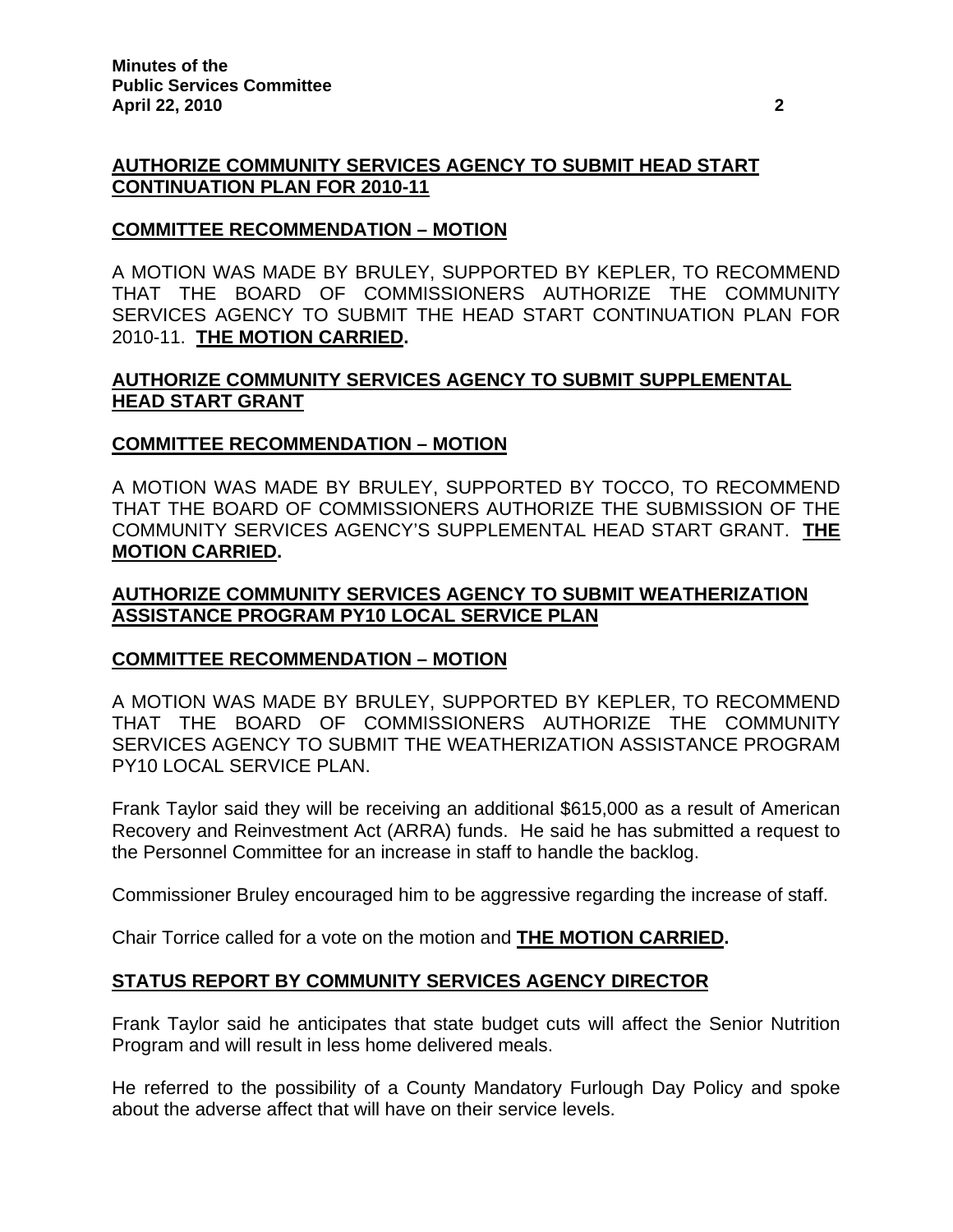## AUTHORIZE COMMUNITY SERVICES AGENCY TO SUBMIT HEAD START CONTINUATION PLAN FOR 2010-11

### COMMITTEE RECOMMENDATION – MOTION

A MOTION WAS MADE BY BRULEY, SUPPORTED BY KEPLER, TO RECOMMEND THAT THE BOARD OF COMMISSIONERS AUTHORIZE THE COMMUNITY SERVICES AGENCY TO SUBMIT THE HEAD START CONTINUATION PLAN FOR 2010-11. **THE MOTION CARRIED.**

## AUTHORIZE COMMUNITY SERVICES AGENCY TO SUBMIT SUPPLEMENTAL HEAD START GRANT

### COMMITTEE RECOMMENDATION – MOTION

A MOTION WAS MADE BY BRULEY, SUPPORTED BY TOCCO, TO RECOMMEND THAT THE BOARD OF COMMISSIONERS AUTHORIZE THE SUBMISSION OF THE COMMUNITY SERVICES AGENCY'S SUPPLEMENTAL HEAD START GRANT. **THE MOTION CARRIED.**

## AUTHORIZE COMMUNITY SERVICES AGENCY TO SUBMIT WEATHERIZATION ASSISTANCE PROGRAM PY10 LOCAL SERVICE PLAN

### COMMITTEE RECOMMENDATION – MOTION

A MOTION WAS MADE BY BRULEY, SUPPORTED BY KEPLER, TO RECOMMEND THAT THE BOARD OF COMMISSIONERS AUTHORIZE THE COMMUNITY SERVICES AGENCY TO SUBMIT THE WEATHERIZATION ASSISTANCE PROGRAM PY10 LOCAL SERVICE PLAN.

Frank Taylor said they will be receiving an additional $615,000 as a result of American Recovery and Reinvestment Act (ARRA) funds. He said he has submitted a request to the Personnel Committee for an increase in staff to handle the backlog.

Commissioner Bruley encouraged him to be aggressive regarding the increase of staff.

Chair Torrice called for a vote on the motion and **THE MOTION CARRIED.**

## STATUS REPORT BY COMMUNITY SERVICES AGENCY DIRECTOR

Frank Taylor said he anticipates that state budget cuts will affect the Senior Nutrition Program and will result in less home delivered meals.

He referred to the possibility of a County Mandatory Furlough Day Policy and spoke about the adverse affect that will have on their service levels.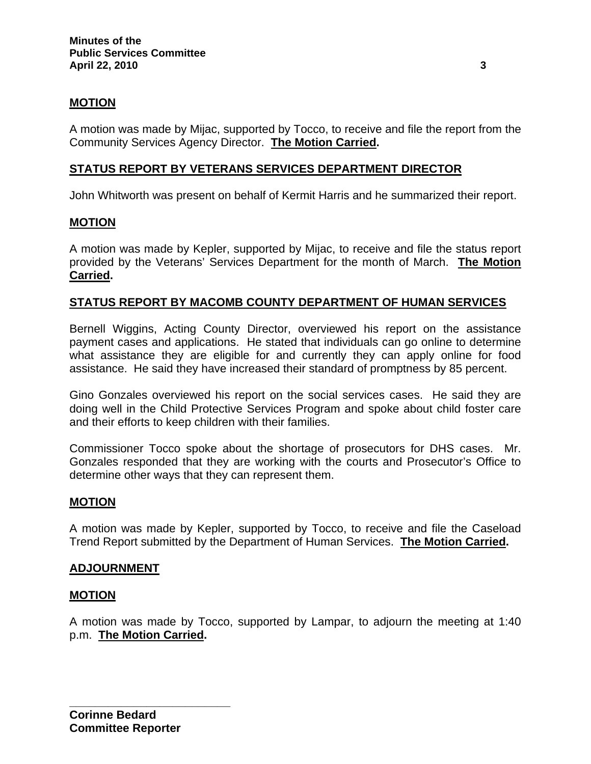**MOTION**

A motion was made by Mijac, supported by Tocco, to receive and file the report from the Community Services Agency Director. **The Motion Carried.**

**STATUS REPORT BY VETERANS SERVICES DEPARTMENT DIRECTOR**

John Whitworth was present on behalf of Kermit Harris and he summarized their report.

**MOTION**

A motion was made by Kepler, supported by Mijac, to receive and file the status report provided by the Veterans' Services Department for the month of March. **The Motion Carried.**

**STATUS REPORT BY MACOMB COUNTY DEPARTMENT OF HUMAN SERVICES**

Bernell Wiggins, Acting County Director, overviewed his report on the assistance payment cases and applications. He stated that individuals can go online to determine what assistance they are eligible for and currently they can apply online for food assistance. He said they have increased their standard of promptness by 85 percent.

Gino Gonzales overviewed his report on the social services cases. He said they are doing well in the Child Protective Services Program and spoke about child foster care and their efforts to keep children with their families.

Commissioner Tocco spoke about the shortage of prosecutors for DHS cases. Mr. Gonzales responded that they are working with the courts and Prosecutor's Office to determine other ways that they can represent them.

**MOTION**

A motion was made by Kepler, supported by Tocco, to receive and file the Caseload Trend Report submitted by the Department of Human Services. **The Motion Carried.**

**ADJOURNMENT**

**MOTION**

A motion was made by Tocco, supported by Lampar, to adjourn the meeting at 1:40 p.m. **The Motion Carried.**

___________________________

**Corinne Bedard**
**Committee Reporter**